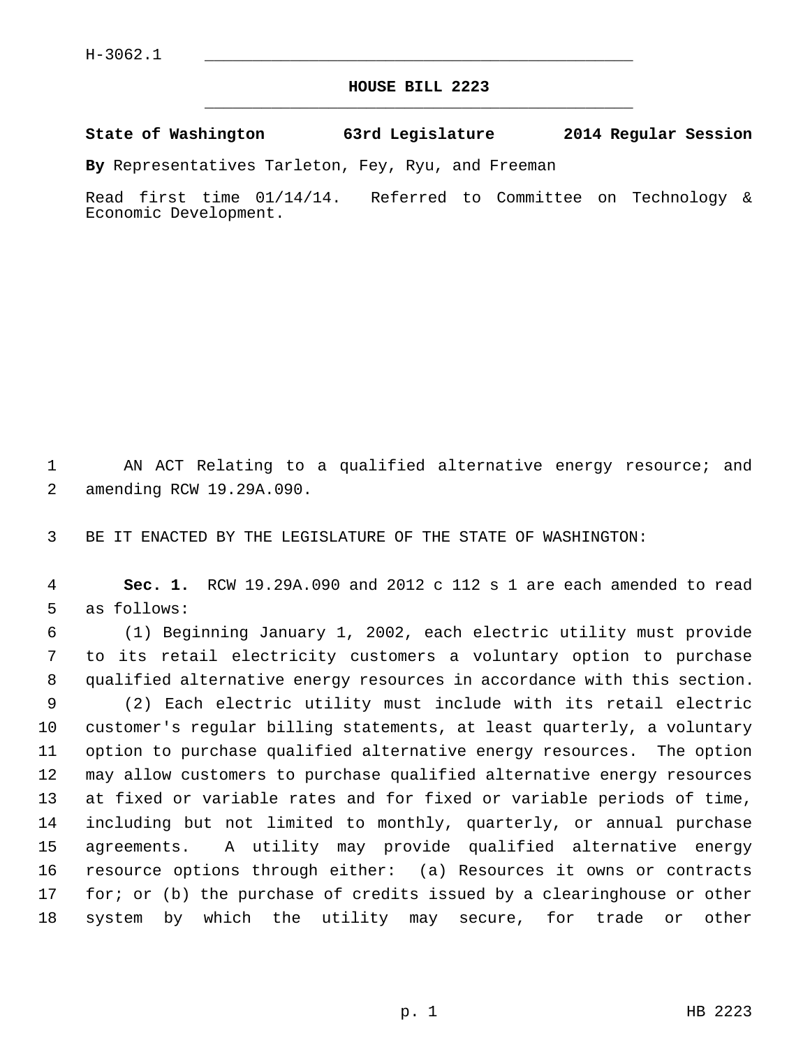H-3062.1

# HOUSE BILL 2223

**State of Washington 63rd Legislature 2014 Regular Session**

**By** Representatives Tarleton, Fey, Ryu, and Freeman

Read first time 01/14/14. Referred to Committee on Technology & Economic Development.

AN ACT Relating to a qualified alternative energy resource; and amending RCW 19.29A.090.

BE IT ENACTED BY THE LEGISLATURE OF THE STATE OF WASHINGTON:

**Sec. 1.** RCW 19.29A.090 and 2012 c 112 s 1 are each amended to read as follows:

(1) Beginning January 1, 2002, each electric utility must provide to its retail electricity customers a voluntary option to purchase qualified alternative energy resources in accordance with this section.

(2) Each electric utility must include with its retail electric customer's regular billing statements, at least quarterly, a voluntary option to purchase qualified alternative energy resources. The option may allow customers to purchase qualified alternative energy resources at fixed or variable rates and for fixed or variable periods of time, including but not limited to monthly, quarterly, or annual purchase agreements. A utility may provide qualified alternative energy resource options through either: (a) Resources it owns or contracts for; or (b) the purchase of credits issued by a clearinghouse or other system by which the utility may secure, for trade or other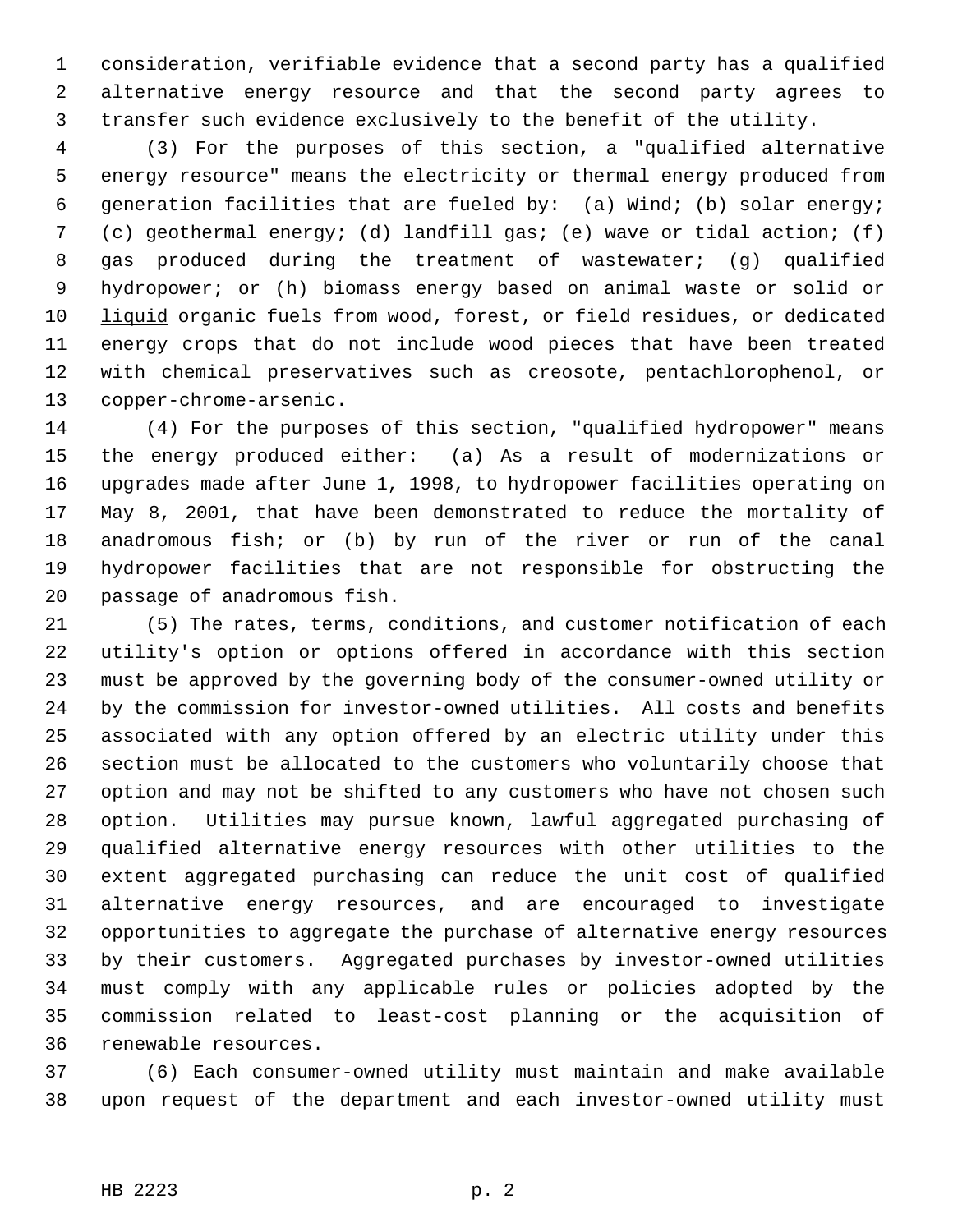consideration, verifiable evidence that a second party has a qualified alternative energy resource and that the second party agrees to transfer such evidence exclusively to the benefit of the utility.

(3) For the purposes of this section, a "qualified alternative energy resource" means the electricity or thermal energy produced from generation facilities that are fueled by: (a) Wind; (b) solar energy; (c) geothermal energy; (d) landfill gas; (e) wave or tidal action; (f) gas produced during the treatment of wastewater; (g) qualified hydropower; or (h) biomass energy based on animal waste or solid <u>or liquid</u> organic fuels from wood, forest, or field residues, or dedicated energy crops that do not include wood pieces that have been treated with chemical preservatives such as creosote, pentachlorophenol, or copper-chrome-arsenic.

(4) For the purposes of this section, "qualified hydropower" means the energy produced either: (a) As a result of modernizations or upgrades made after June 1, 1998, to hydropower facilities operating on May 8, 2001, that have been demonstrated to reduce the mortality of anadromous fish; or (b) by run of the river or run of the canal hydropower facilities that are not responsible for obstructing the passage of anadromous fish.

(5) The rates, terms, conditions, and customer notification of each utility's option or options offered in accordance with this section must be approved by the governing body of the consumer-owned utility or by the commission for investor-owned utilities. All costs and benefits associated with any option offered by an electric utility under this section must be allocated to the customers who voluntarily choose that option and may not be shifted to any customers who have not chosen such option. Utilities may pursue known, lawful aggregated purchasing of qualified alternative energy resources with other utilities to the extent aggregated purchasing can reduce the unit cost of qualified alternative energy resources, and are encouraged to investigate opportunities to aggregate the purchase of alternative energy resources by their customers. Aggregated purchases by investor-owned utilities must comply with any applicable rules or policies adopted by the commission related to least-cost planning or the acquisition of renewable resources.

(6) Each consumer-owned utility must maintain and make available upon request of the department and each investor-owned utility must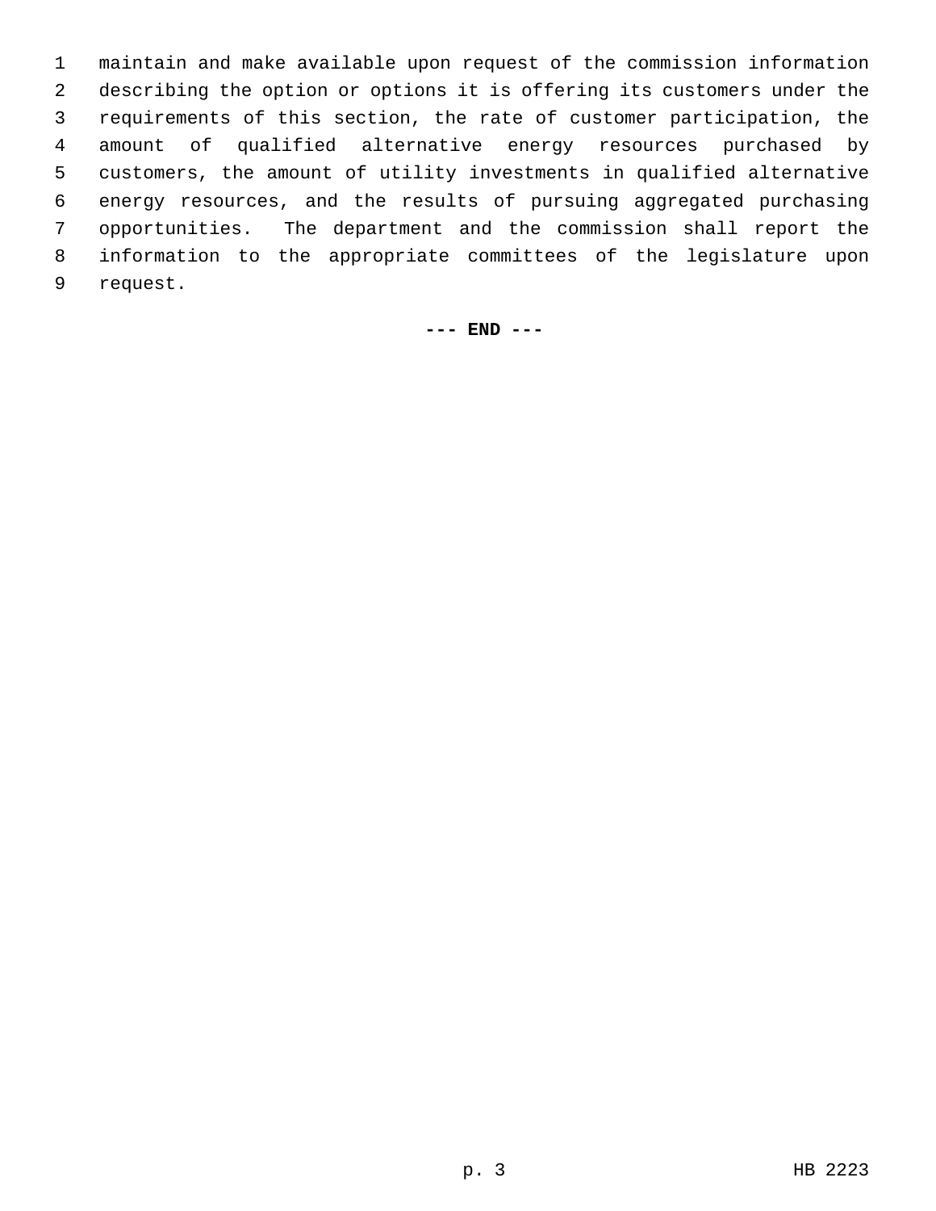maintain and make available upon request of the commission information describing the option or options it is offering its customers under the requirements of this section, the rate of customer participation, the amount of qualified alternative energy resources purchased by customers, the amount of utility investments in qualified alternative energy resources, and the results of pursuing aggregated purchasing opportunities. The department and the commission shall report the information to the appropriate committees of the legislature upon request.

**--- END ---**